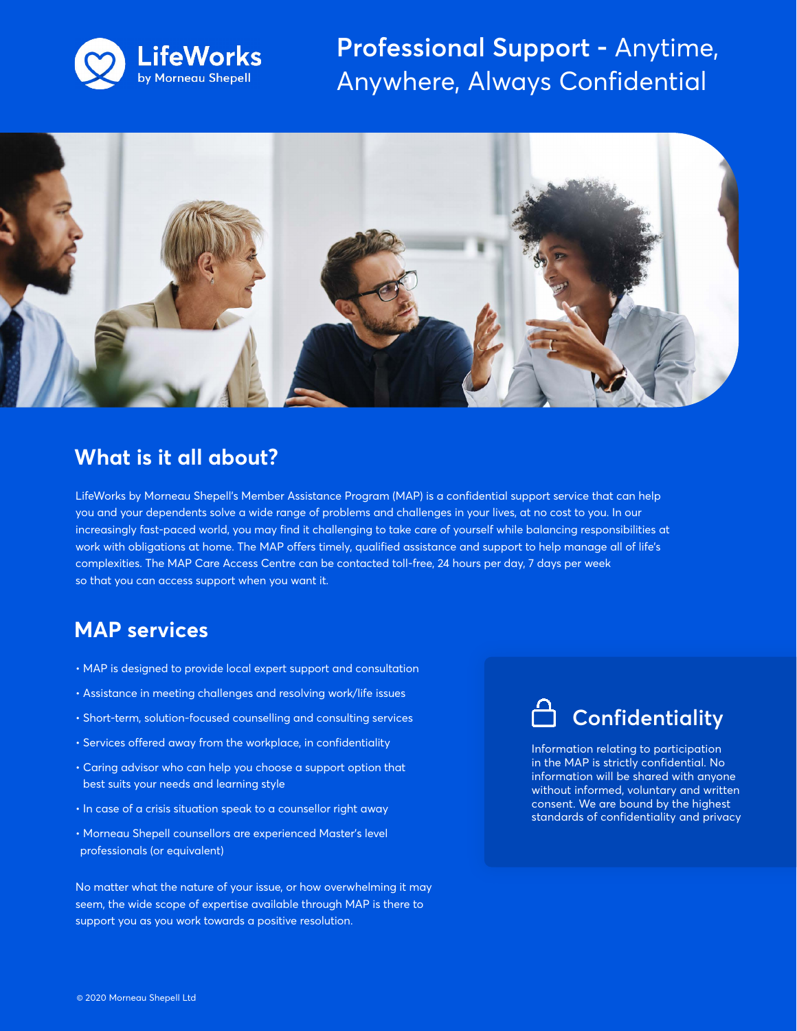LifeWorks by Morneau Shepell

# Professional Support - Anytime, Anywhere, Always Confidential

## What is it all about?

LifeWorks by Morneau Shepell's Member Assistance Program (MAP) is a confidential support service that can help you and your dependents solve a wide range of problems and challenges in your lives, at no cost to you. In our increasingly fast-paced world, you may find it challenging to take care of yourself while balancing responsibilities at work with obligations at home. The MAP offers timely, qualified assistance and support to help manage all of life's complexities. The MAP Care Access Centre can be contacted toll-free, 24 hours per day, 7 days per week so that you can access support when you want it.

## MAP services

- MAP is designed to provide local expert support and consultation
- Assistance in meeting challenges and resolving work/life issues
- Short-term, solution-focused counselling and consulting services
- Services offered away from the workplace, in confidentiality
- Caring advisor who can help you choose a support option that best suits your needs and learning style
- In case of a crisis situation speak to a counsellor right away
- Morneau Shepell counsellors are experienced Master's level professionals (or equivalent)

No matter what the nature of your issue, or how overwhelming it may seem, the wide scope of expertise available through MAP is there to support you as you work towards a positive resolution.

## Confidentiality

Information relating to participation in the MAP is strictly confidential. No information will be shared with anyone without informed, voluntary and written consent. We are bound by the highest standards of confidentiality and privacy

© 2020 Morneau Shepell Ltd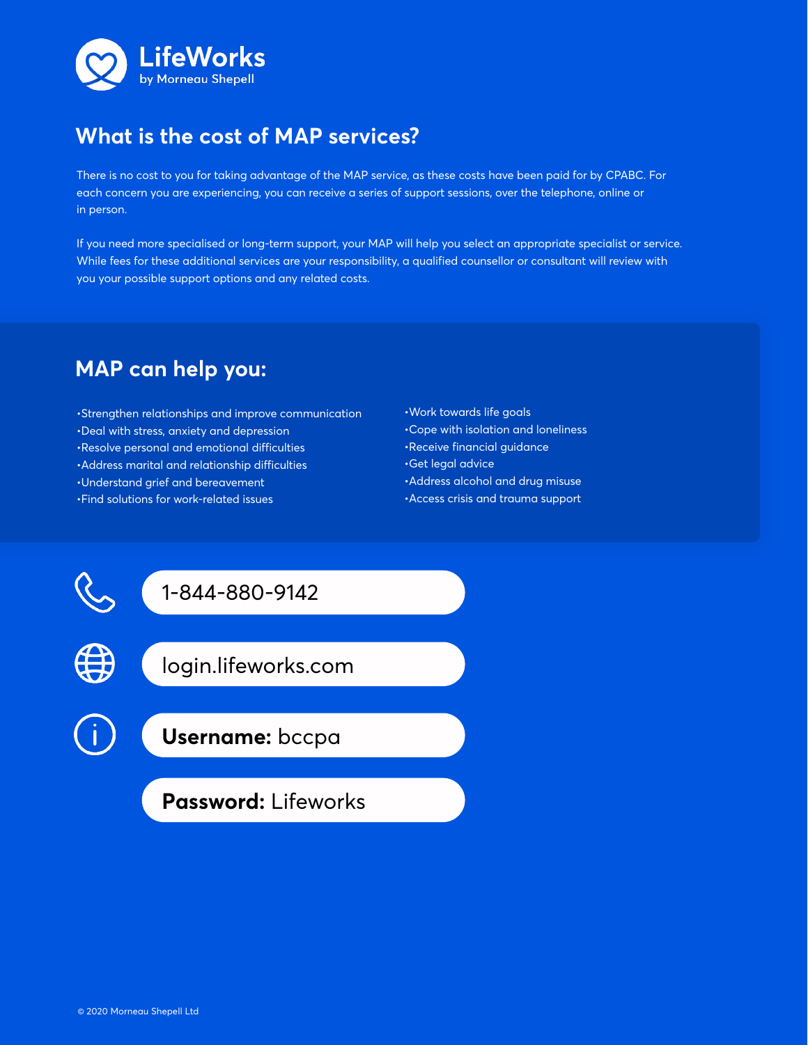LifeWorks
by Morneau Shepell

## What is the cost of MAP services?

There is no cost to you for taking advantage of the MAP service, as these costs have been paid for by CPABC. For each concern you are experiencing, you can receive a series of support sessions, over the telephone, online or in person.

If you need more specialised or long-term support, your MAP will help you select an appropriate specialist or service. While fees for these additional services are your responsibility, a qualified counsellor or consultant will review with you your possible support options and any related costs.

## MAP can help you:

- Strengthen relationships and improve communication
- Deal with stress, anxiety and depression
- Resolve personal and emotional difficulties
- Address marital and relationship difficulties
- Understand grief and bereavement
- Find solutions for work-related issues
- Work towards life goals
- Cope with isolation and loneliness
- Receive financial guidance
- Get legal advice
- Address alcohol and drug misuse
- Access crisis and trauma support

1-844-880-9142

login.lifeworks.com

**Username:** bccpa

**Password:** Lifeworks

© 2020 Morneau Shepell Ltd